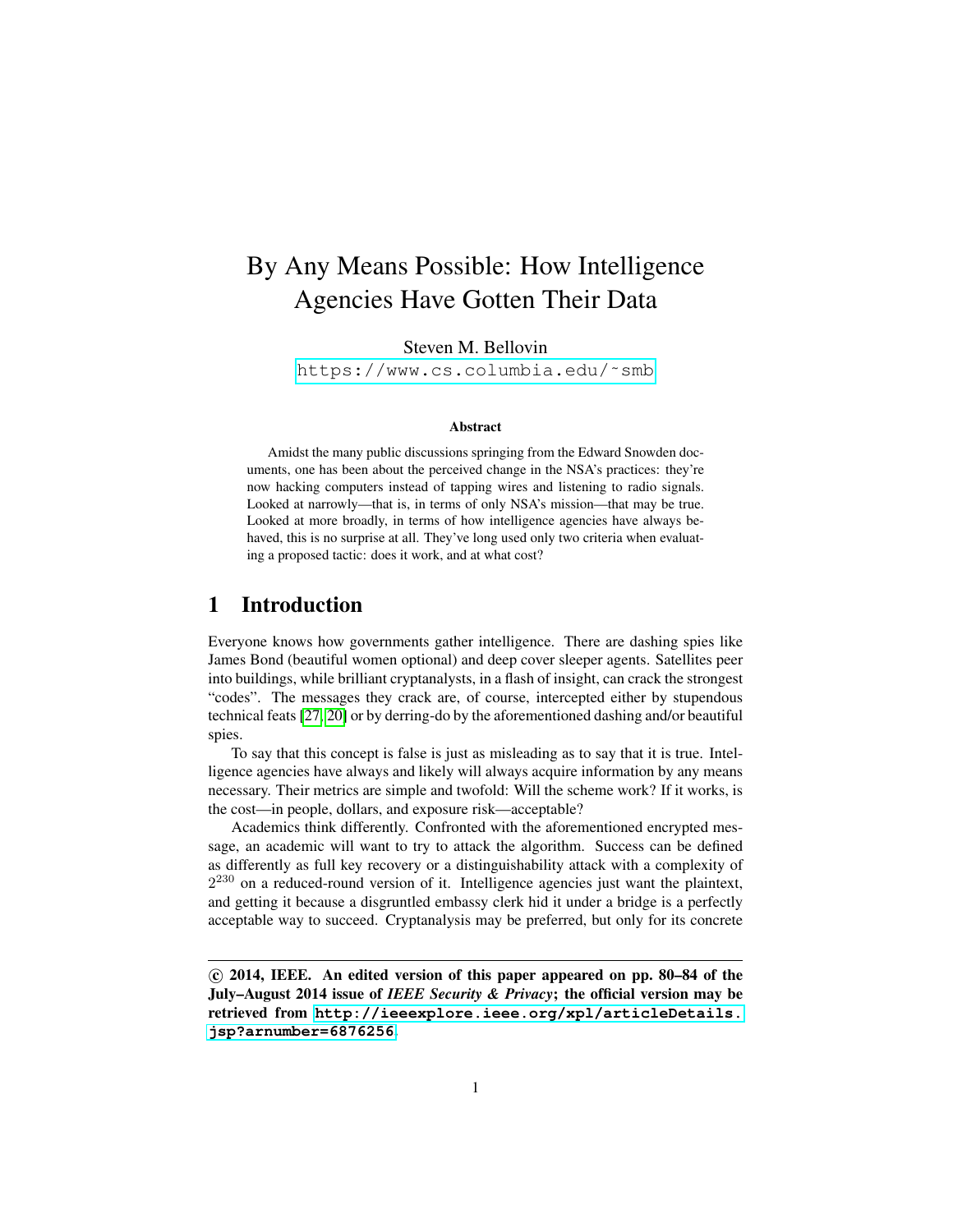# By Any Means Possible: How Intelligence Agencies Have Gotten Their Data

Steven M. Bellovin

https://www.cs.columbia.edu/~smb

### Abstract

Amidst the many public discussions springing from the Edward Snowden documents, one has been about the perceived change in the NSA's practices: they're now hacking computers instead of tapping wires and listening to radio signals. Looked at narrowly—that is, in terms of only NSA's mission—that may be true. Looked at more broadly, in terms of how intelligence agencies have always behaved, this is no surprise at all. They've long used only two criteria when evaluating a proposed tactic: does it work, and at what cost?

## 1 Introduction

Everyone knows how governments gather intelligence. There are dashing spies like James Bond (beautiful women optional) and deep cover sleeper agents. Satellites peer into buildings, while brilliant cryptanalysts, in a flash of insight, can crack the strongest "codes". The messages they crack are, of course, intercepted either by stupendous technical feats [27, 20] or by derring-do by the aforementioned dashing and/or beautiful spies.

To say that this concept is false is just as misleading as to say that it is true. Intelligence agencies have always and likely will always acquire information by any means necessary. Their metrics are simple and twofold: Will the scheme work? If it works, is the cost—in people, dollars, and exposure risk—acceptable?

Academics think differently. Confronted with the aforementioned encrypted message, an academic will want to try to attack the algorithm. Success can be defined as differently as full key recovery or a distinguishability attack with a complexity of $2^{230}$ on a reduced-round version of it. Intelligence agencies just want the plaintext, and getting it because a disgruntled embassy clerk hid it under a bridge is a perfectly acceptable way to succeed. Cryptanalysis may be preferred, but only for its concrete

**© 2014, IEEE. An edited version of this paper appeared on pp. 80–84 of the July–August 2014 issue of *IEEE Security & Privacy*; the official version may be retrieved from http://ieeexplore.ieee.org/xpl/articleDetails.jsp?arnumber=6876256.**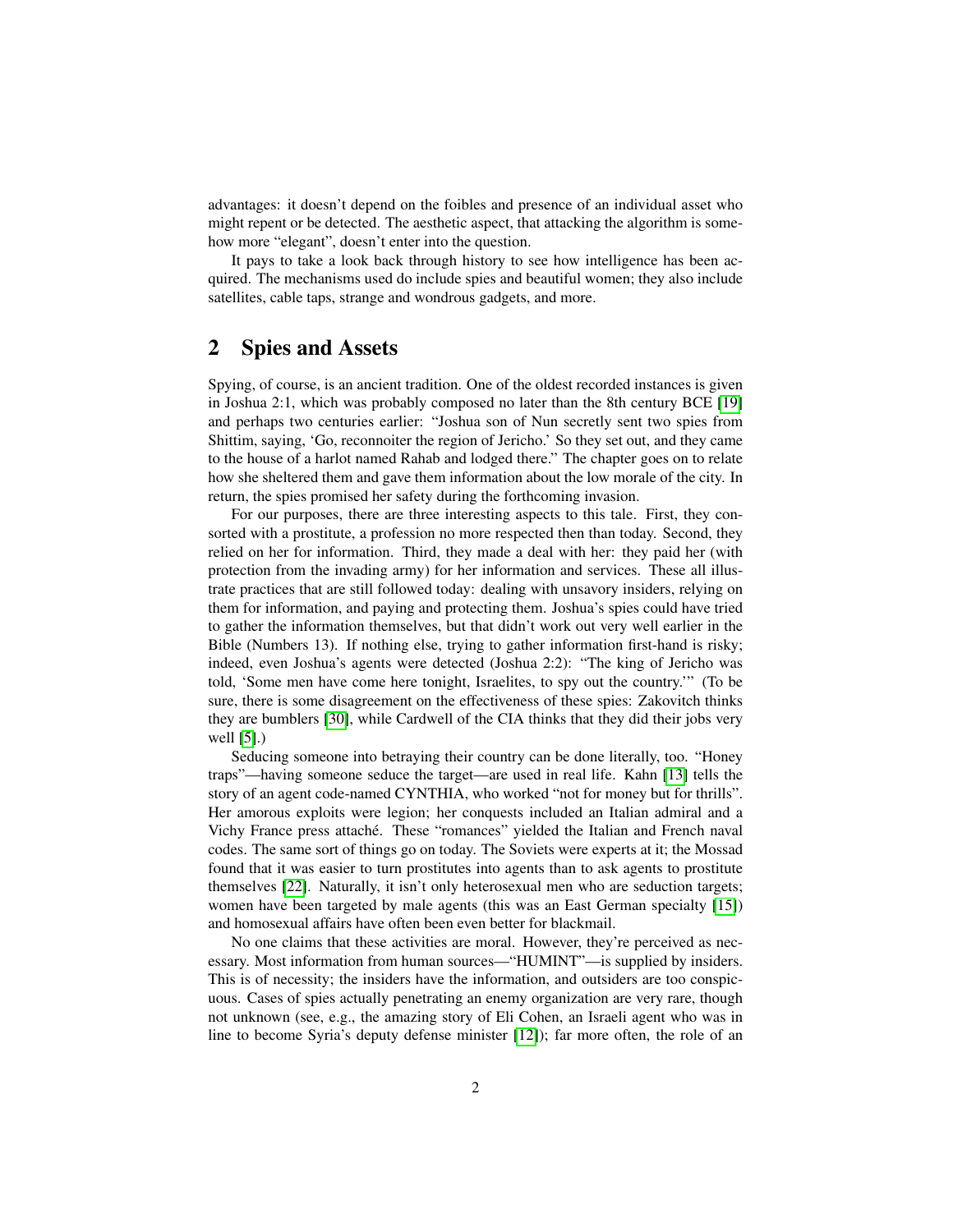advantages: it doesn't depend on the foibles and presence of an individual asset who might repent or be detected. The aesthetic aspect, that attacking the algorithm is somehow more "elegant", doesn't enter into the question.

It pays to take a look back through history to see how intelligence has been acquired. The mechanisms used do include spies and beautiful women; they also include satellites, cable taps, strange and wondrous gadgets, and more.

## 2 Spies and Assets

Spying, of course, is an ancient tradition. One of the oldest recorded instances is given in Joshua 2:1, which was probably composed no later than the 8th century BCE [19] and perhaps two centuries earlier: "Joshua son of Nun secretly sent two spies from Shittim, saying, 'Go, reconnoiter the region of Jericho.' So they set out, and they came to the house of a harlot named Rahab and lodged there." The chapter goes on to relate how she sheltered them and gave them information about the low morale of the city. In return, the spies promised her safety during the forthcoming invasion.

For our purposes, there are three interesting aspects to this tale. First, they consorted with a prostitute, a profession no more respected then than today. Second, they relied on her for information. Third, they made a deal with her: they paid her (with protection from the invading army) for her information and services. These all illustrate practices that are still followed today: dealing with unsavory insiders, relying on them for information, and paying and protecting them. Joshua's spies could have tried to gather the information themselves, but that didn't work out very well earlier in the Bible (Numbers 13). If nothing else, trying to gather information first-hand is risky; indeed, even Joshua's agents were detected (Joshua 2:2): "The king of Jericho was told, 'Some men have come here tonight, Israelites, to spy out the country.'" (To be sure, there is some disagreement on the effectiveness of these spies: Zakovitch thinks they are bumblers [30], while Cardwell of the CIA thinks that they did their jobs very well [5].)

Seducing someone into betraying their country can be done literally, too. "Honey traps"—having someone seduce the target—are used in real life. Kahn [13] tells the story of an agent code-named CYNTHIA, who worked "not for money but for thrills". Her amorous exploits were legion; her conquests included an Italian admiral and a Vichy France press attaché. These "romances" yielded the Italian and French naval codes. The same sort of things go on today. The Soviets were experts at it; the Mossad found that it was easier to turn prostitutes into agents than to ask agents to prostitute themselves [22]. Naturally, it isn't only heterosexual men who are seduction targets; women have been targeted by male agents (this was an East German specialty [15]) and homosexual affairs have often been even better for blackmail.

No one claims that these activities are moral. However, they're perceived as necessary. Most information from human sources—"HUMINT"—is supplied by insiders. This is of necessity; the insiders have the information, and outsiders are too conspicuous. Cases of spies actually penetrating an enemy organization are very rare, though not unknown (see, e.g., the amazing story of Eli Cohen, an Israeli agent who was in line to become Syria's deputy defense minister [12]); far more often, the role of an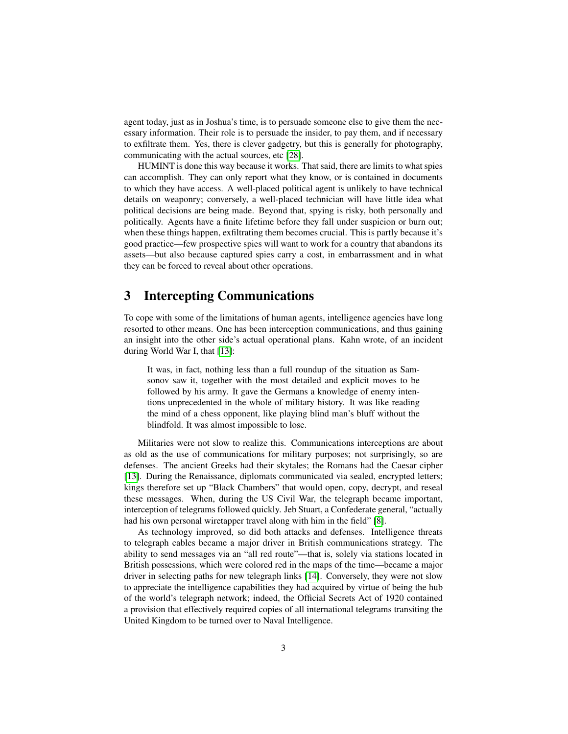agent today, just as in Joshua's time, is to persuade someone else to give them the necessary information. Their role is to persuade the insider, to pay them, and if necessary to exfiltrate them. Yes, there is clever gadgetry, but this is generally for photography, communicating with the actual sources, etc [28].

HUMINT is done this way because it works. That said, there are limits to what spies can accomplish. They can only report what they know, or is contained in documents to which they have access. A well-placed political agent is unlikely to have technical details on weaponry; conversely, a well-placed technician will have little idea what political decisions are being made. Beyond that, spying is risky, both personally and politically. Agents have a finite lifetime before they fall under suspicion or burn out; when these things happen, exfiltrating them becomes crucial. This is partly because it's good practice—few prospective spies will want to work for a country that abandons its assets—but also because captured spies carry a cost, in embarrassment and in what they can be forced to reveal about other operations.

# 3 Intercepting Communications

To cope with some of the limitations of human agents, intelligence agencies have long resorted to other means. One has been interception communications, and thus gaining an insight into the other side's actual operational plans. Kahn wrote, of an incident during World War I, that [13]:

> It was, in fact, nothing less than a full roundup of the situation as Samsonov saw it, together with the most detailed and explicit moves to be followed by his army. It gave the Germans a knowledge of enemy intentions unprecedented in the whole of military history. It was like reading the mind of a chess opponent, like playing blind man's bluff without the blindfold. It was almost impossible to lose.

Militaries were not slow to realize this. Communications interceptions are about as old as the use of communications for military purposes; not surprisingly, so are defenses. The ancient Greeks had their skytales; the Romans had the Caesar cipher [13]. During the Renaissance, diplomats communicated via sealed, encrypted letters; kings therefore set up "Black Chambers" that would open, copy, decrypt, and reseal these messages. When, during the US Civil War, the telegraph became important, interception of telegrams followed quickly. Jeb Stuart, a Confederate general, "actually had his own personal wiretapper travel along with him in the field" [8].

As technology improved, so did both attacks and defenses. Intelligence threats to telegraph cables became a major driver in British communications strategy. The ability to send messages via an "all red route"—that is, solely via stations located in British possessions, which were colored red in the maps of the time—became a major driver in selecting paths for new telegraph links [14]. Conversely, they were not slow to appreciate the intelligence capabilities they had acquired by virtue of being the hub of the world's telegraph network; indeed, the Official Secrets Act of 1920 contained a provision that effectively required copies of all international telegrams transiting the United Kingdom to be turned over to Naval Intelligence.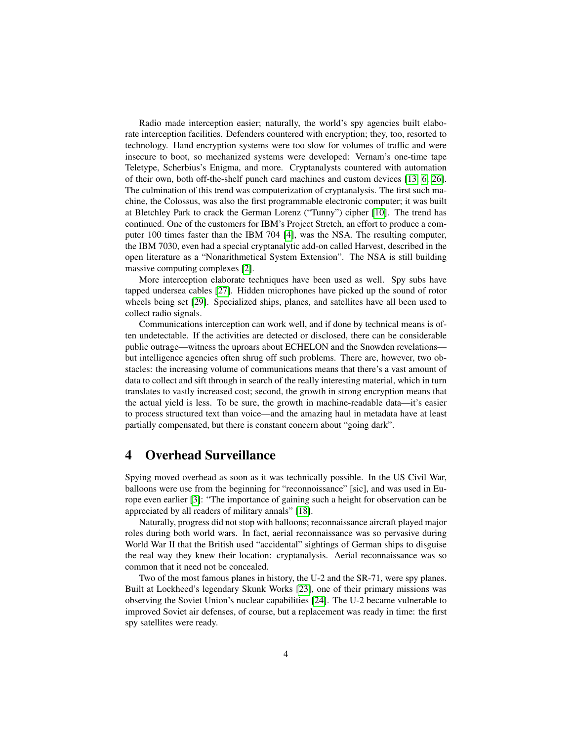Radio made interception easier; naturally, the world's spy agencies built elaborate interception facilities. Defenders countered with encryption; they, too, resorted to technology. Hand encryption systems were too slow for volumes of traffic and were insecure to boot, so mechanized systems were developed: Vernam's one-time tape Teletype, Scherbius's Enigma, and more. Cryptanalysts countered with automation of their own, both off-the-shelf punch card machines and custom devices [13, 6, 26]. The culmination of this trend was computerization of cryptanalysis. The first such machine, the Colossus, was also the first programmable electronic computer; it was built at Bletchley Park to crack the German Lorenz ("Tunny") cipher [10]. The trend has continued. One of the customers for IBM's Project Stretch, an effort to produce a computer 100 times faster than the IBM 704 [4], was the NSA. The resulting computer, the IBM 7030, even had a special cryptanalytic add-on called Harvest, described in the open literature as a "Nonarithmetical System Extension". The NSA is still building massive computing complexes [2].

More interception elaborate techniques have been used as well. Spy subs have tapped undersea cables [27]. Hidden microphones have picked up the sound of rotor wheels being set [29]. Specialized ships, planes, and satellites have all been used to collect radio signals.

Communications interception can work well, and if done by technical means is often undetectable. If the activities are detected or disclosed, there can be considerable public outrage—witness the uproars about ECHELON and the Snowden revelations—but intelligence agencies often shrug off such problems. There are, however, two obstacles: the increasing volume of communications means that there's a vast amount of data to collect and sift through in search of the really interesting material, which in turn translates to vastly increased cost; second, the growth in strong encryption means that the actual yield is less. To be sure, the growth in machine-readable data—it's easier to process structured text than voice—and the amazing haul in metadata have at least partially compensated, but there is constant concern about "going dark".

## 4 Overhead Surveillance

Spying moved overhead as soon as it was technically possible. In the US Civil War, balloons were use from the beginning for "reconnoissance" [sic], and was used in Europe even earlier [3]: "The importance of gaining such a height for observation can be appreciated by all readers of military annals" [18].

Naturally, progress did not stop with balloons; reconnaissance aircraft played major roles during both world wars. In fact, aerial reconnaissance was so pervasive during World War II that the British used "accidental" sightings of German ships to disguise the real way they knew their location: cryptanalysis. Aerial reconnaissance was so common that it need not be concealed.

Two of the most famous planes in history, the U-2 and the SR-71, were spy planes. Built at Lockheed's legendary Skunk Works [23], one of their primary missions was observing the Soviet Union's nuclear capabilities [24]. The U-2 became vulnerable to improved Soviet air defenses, of course, but a replacement was ready in time: the first spy satellites were ready.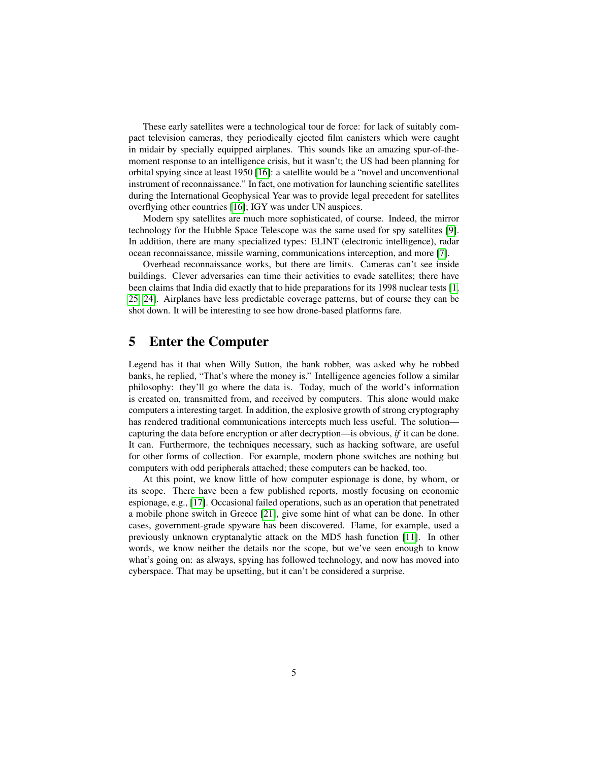These early satellites were a technological tour de force: for lack of suitably compact television cameras, they periodically ejected film canisters which were caught in midair by specially equipped airplanes. This sounds like an amazing spur-of-the-moment response to an intelligence crisis, but it wasn't; the US had been planning for orbital spying since at least 1950 [16]: a satellite would be a "novel and unconventional instrument of reconnaissance." In fact, one motivation for launching scientific satellites during the International Geophysical Year was to provide legal precedent for satellites overflying other countries [16]; IGY was under UN auspices.

Modern spy satellites are much more sophisticated, of course. Indeed, the mirror technology for the Hubble Space Telescope was the same used for spy satellites [9]. In addition, there are many specialized types: ELINT (electronic intelligence), radar ocean reconnaissance, missile warning, communications interception, and more [7].

Overhead reconnaissance works, but there are limits. Cameras can't see inside buildings. Clever adversaries can time their activities to evade satellites; there have been claims that India did exactly that to hide preparations for its 1998 nuclear tests [1, 25, 24]. Airplanes have less predictable coverage patterns, but of course they can be shot down. It will be interesting to see how drone-based platforms fare.

## 5 Enter the Computer

Legend has it that when Willy Sutton, the bank robber, was asked why he robbed banks, he replied, "That's where the money is." Intelligence agencies follow a similar philosophy: they'll go where the data is. Today, much of the world's information is created on, transmitted from, and received by computers. This alone would make computers a interesting target. In addition, the explosive growth of strong cryptography has rendered traditional communications intercepts much less useful. The solution—capturing the data before encryption or after decryption—is obvious, *if* it can be done. It can. Furthermore, the techniques necessary, such as hacking software, are useful for other forms of collection. For example, modern phone switches are nothing but computers with odd peripherals attached; these computers can be hacked, too.

At this point, we know little of how computer espionage is done, by whom, or its scope. There have been a few published reports, mostly focusing on economic espionage, e.g., [17]. Occasional failed operations, such as an operation that penetrated a mobile phone switch in Greece [21], give some hint of what can be done. In other cases, government-grade spyware has been discovered. Flame, for example, used a previously unknown cryptanalytic attack on the MD5 hash function [11]. In other words, we know neither the details nor the scope, but we've seen enough to know what's going on: as always, spying has followed technology, and now has moved into cyberspace. That may be upsetting, but it can't be considered a surprise.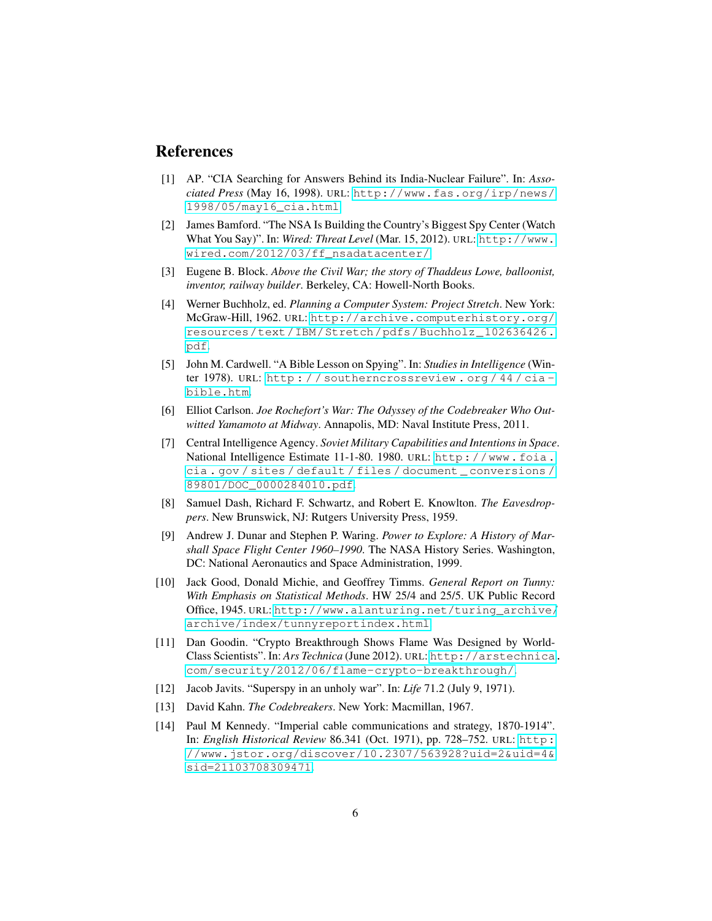## References

[1] AP. "CIA Searching for Answers Behind its India-Nuclear Failure". In: *Associated Press* (May 16, 1998). URL: http://www.fas.org/irp/news/1998/05/may16_cia.html.

[2] James Bamford. "The NSA Is Building the Country's Biggest Spy Center (Watch What You Say)". In: *Wired: Threat Level* (Mar. 15, 2012). URL: http://www.wired.com/2012/03/ff_nsadatacenter/.

[3] Eugene B. Block. *Above the Civil War; the story of Thaddeus Lowe, balloonist, inventor, railway builder*. Berkeley, CA: Howell-North Books.

[4] Werner Buchholz, ed. *Planning a Computer System: Project Stretch*. New York: McGraw-Hill, 1962. URL: http://archive.computerhistory.org/resources/text/IBM/Stretch/pdfs/Buchholz_102636426.pdf.

[5] John M. Cardwell. "A Bible Lesson on Spying". In: *Studies in Intelligence* (Winter 1978). URL: http://southerncrossreview.org/44/cia-bible.htm.

[6] Elliot Carlson. *Joe Rochefort's War: The Odyssey of the Codebreaker Who Outwitted Yamamoto at Midway*. Annapolis, MD: Naval Institute Press, 2011.

[7] Central Intelligence Agency. *Soviet Military Capabilities and Intentions in Space*. National Intelligence Estimate 11-1-80. 1980. URL: http://www.foia.cia.gov/sites/default/files/document_conversions/89801/DOC_0000284010.pdf.

[8] Samuel Dash, Richard F. Schwartz, and Robert E. Knowlton. *The Eavesdroppers*. New Brunswick, NJ: Rutgers University Press, 1959.

[9] Andrew J. Dunar and Stephen P. Waring. *Power to Explore: A History of Marshall Space Flight Center 1960–1990*. The NASA History Series. Washington, DC: National Aeronautics and Space Administration, 1999.

[10] Jack Good, Donald Michie, and Geoffrey Timms. *General Report on Tunny: With Emphasis on Statistical Methods*. HW 25/4 and 25/5. UK Public Record Office, 1945. URL: http://www.alanturing.net/turing_archive/archive/index/tunnyreportindex.html.

[11] Dan Goodin. "Crypto Breakthrough Shows Flame Was Designed by World-Class Scientists". In: *Ars Technica* (June 2012). URL: http://arstechnica.com/security/2012/06/flame-crypto-breakthrough/.

[12] Jacob Javits. "Superspy in an unholy war". In: *Life* 71.2 (July 9, 1971).

[13] David Kahn. *The Codebreakers*. New York: Macmillan, 1967.

[14] Paul M Kennedy. "Imperial cable communications and strategy, 1870-1914". In: *English Historical Review* 86.341 (Oct. 1971), pp. 728–752. URL: http://www.jstor.org/discover/10.2307/563928?uid=2&uid=4&sid=21103708309471.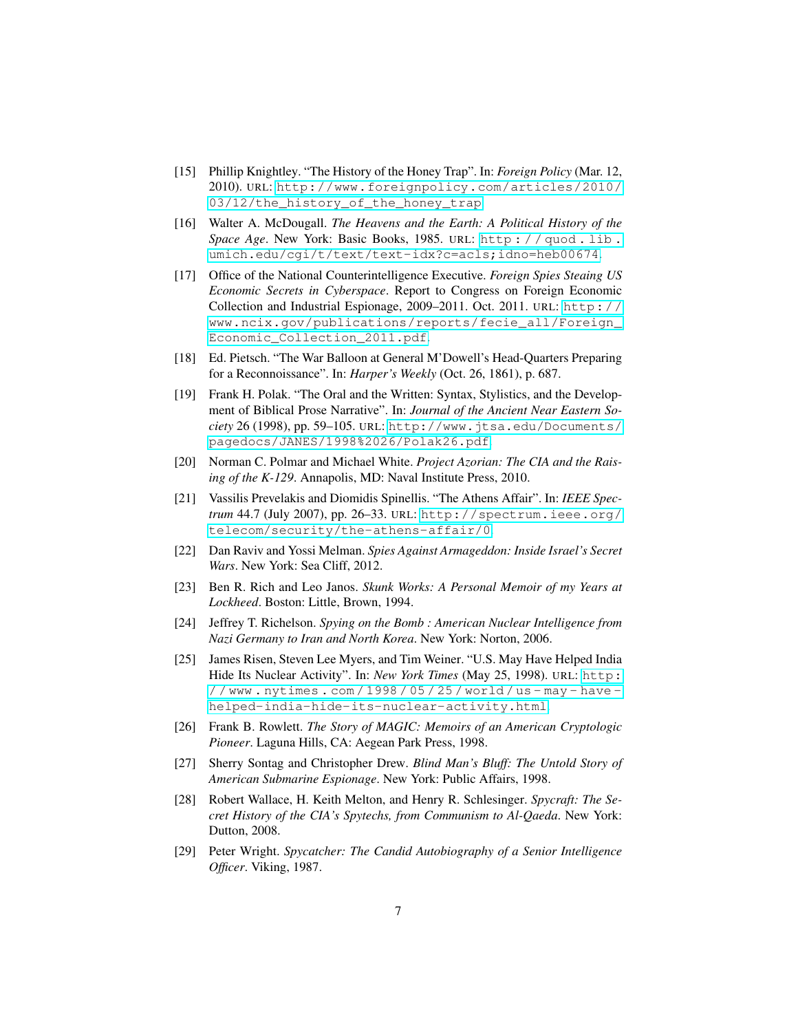[15] Phillip Knightley. "The History of the Honey Trap". In: *Foreign Policy* (Mar. 12, 2010). URL: http://www.foreignpolicy.com/articles/2010/03/12/the_history_of_the_honey_trap.

[16] Walter A. McDougall. *The Heavens and the Earth: A Political History of the Space Age*. New York: Basic Books, 1985. URL: http://quod.lib.umich.edu/cgi/t/text/text-idx?c=acls;idno=heb00674.

[17] Office of the National Counterintelligence Executive. *Foreign Spies Steaing US Economic Secrets in Cyberspace*. Report to Congress on Foreign Economic Collection and Industrial Espionage, 2009–2011. Oct. 2011. URL: http://www.ncix.gov/publications/reports/fecie_all/Foreign_Economic_Collection_2011.pdf.

[18] Ed. Pietsch. "The War Balloon at General M'Dowell's Head-Quarters Preparing for a Reconnoissance". In: *Harper's Weekly* (Oct. 26, 1861), p. 687.

[19] Frank H. Polak. "The Oral and the Written: Syntax, Stylistics, and the Development of Biblical Prose Narrative". In: *Journal of the Ancient Near Eastern Society* 26 (1998), pp. 59–105. URL: http://www.jtsa.edu/Documents/pagedocs/JANES/1998%2026/Polak26.pdf.

[20] Norman C. Polmar and Michael White. *Project Azorian: The CIA and the Raising of the K-129*. Annapolis, MD: Naval Institute Press, 2010.

[21] Vassilis Prevelakis and Diomidis Spinellis. "The Athens Affair". In: *IEEE Spectrum* 44.7 (July 2007), pp. 26–33. URL: http://spectrum.ieee.org/telecom/security/the-athens-affair/0.

[22] Dan Raviv and Yossi Melman. *Spies Against Armageddon: Inside Israel's Secret Wars*. New York: Sea Cliff, 2012.

[23] Ben R. Rich and Leo Janos. *Skunk Works: A Personal Memoir of my Years at Lockheed*. Boston: Little, Brown, 1994.

[24] Jeffrey T. Richelson. *Spying on the Bomb : American Nuclear Intelligence from Nazi Germany to Iran and North Korea*. New York: Norton, 2006.

[25] James Risen, Steven Lee Myers, and Tim Weiner. "U.S. May Have Helped India Hide Its Nuclear Activity". In: *New York Times* (May 25, 1998). URL: http://www.nytimes.com/1998/05/25/world/us-may-have-helped-india-hide-its-nuclear-activity.html.

[26] Frank B. Rowlett. *The Story of MAGIC: Memoirs of an American Cryptologic Pioneer*. Laguna Hills, CA: Aegean Park Press, 1998.

[27] Sherry Sontag and Christopher Drew. *Blind Man's Bluff: The Untold Story of American Submarine Espionage*. New York: Public Affairs, 1998.

[28] Robert Wallace, H. Keith Melton, and Henry R. Schlesinger. *Spycraft: The Secret History of the CIA's Spytechs, from Communism to Al-Qaeda*. New York: Dutton, 2008.

[29] Peter Wright. *Spycatcher: The Candid Autobiography of a Senior Intelligence Officer*. Viking, 1987.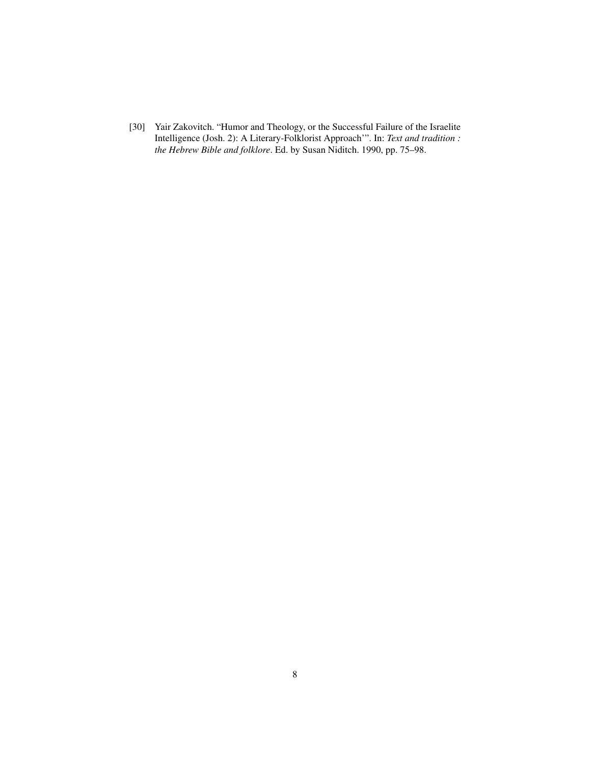[30] Yair Zakovitch. “Humor and Theology, or the Successful Failure of the Israelite Intelligence (Josh. 2): A Literary-Folklorist Approach’”. In: *Text and tradition : the Hebrew Bible and folklore*. Ed. by Susan Niditch. 1990, pp. 75–98.